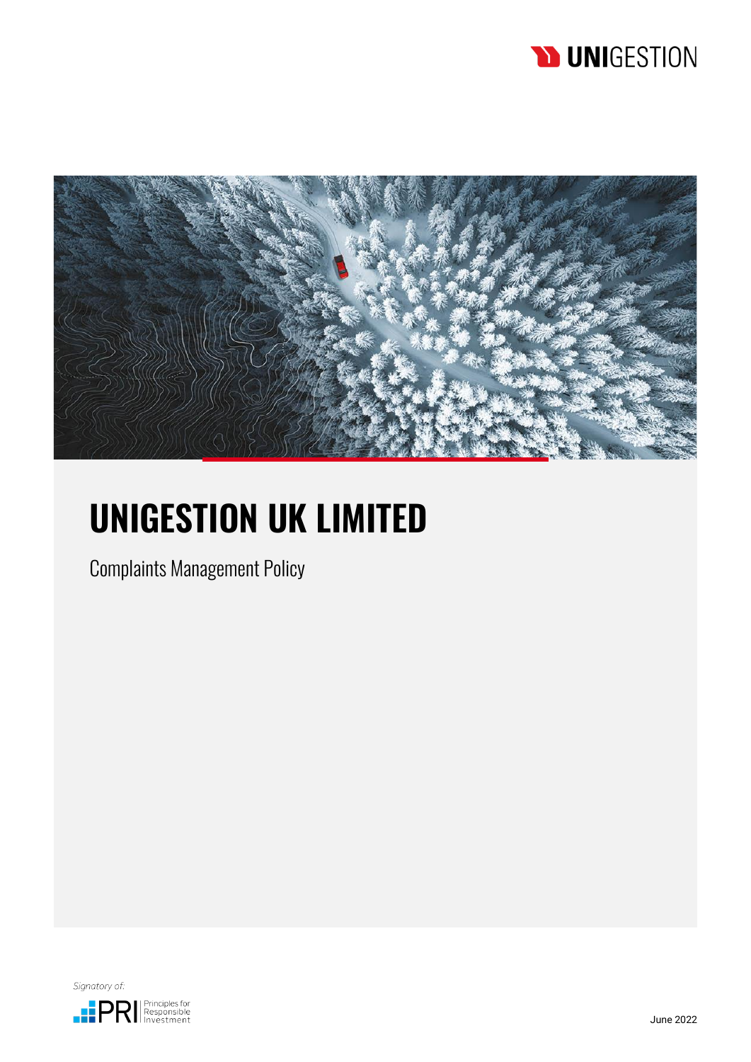# UNIGESTION UK LIMITED

Complaints Management Policy

Signatory of:

PRI Principles for Responsible Investment

June 2022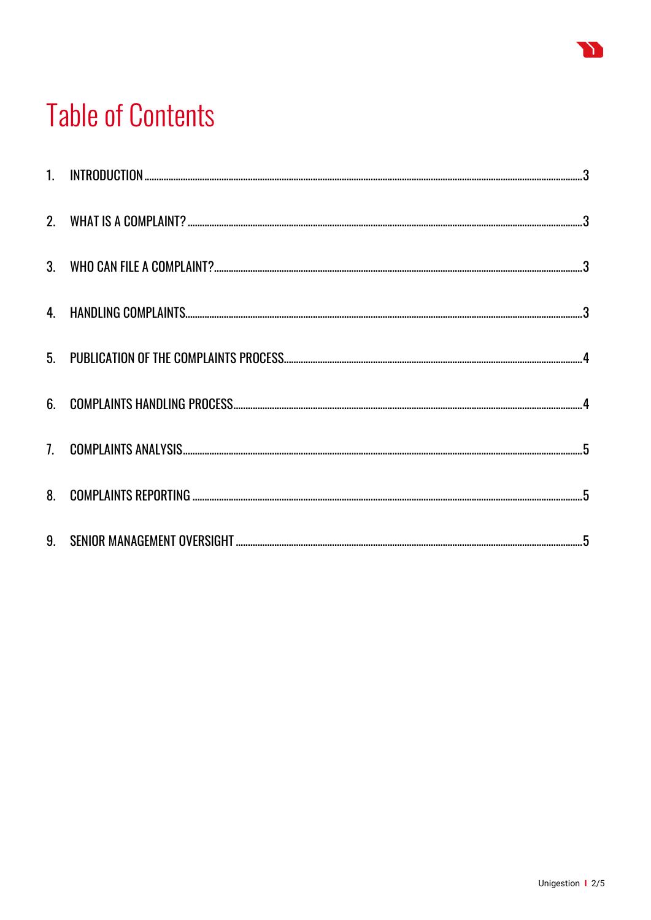# Table of Contents

1. INTRODUCTION .......... 3
2. WHAT IS A COMPLAINT? .......... 3
3. WHO CAN FILE A COMPLAINT? .......... 3
4. HANDLING COMPLAINTS .......... 3
5. PUBLICATION OF THE COMPLAINTS PROCESS .......... 4
6. COMPLAINTS HANDLING PROCESS .......... 4
7. COMPLAINTS ANALYSIS .......... 5
8. COMPLAINTS REPORTING .......... 5
9. SENIOR MANAGEMENT OVERSIGHT .......... 5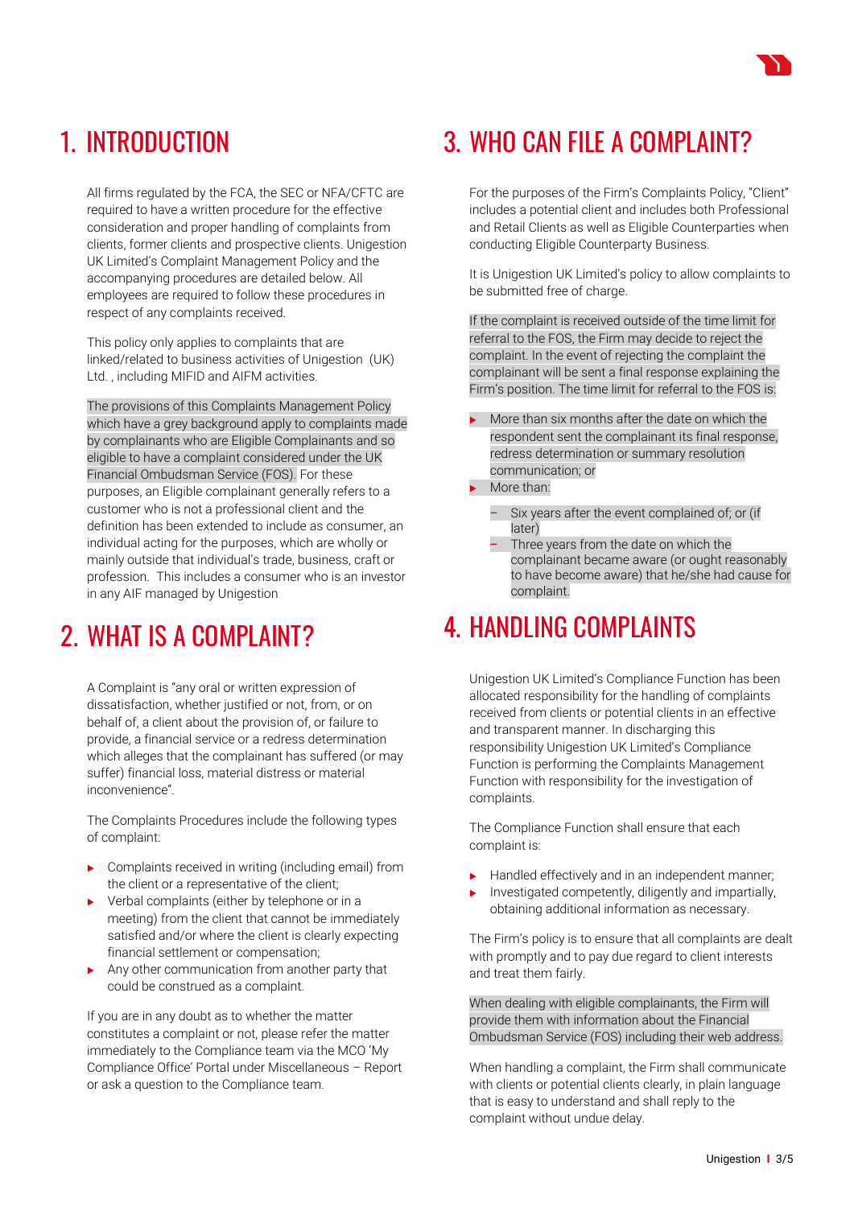# 1. INTRODUCTION

All firms regulated by the FCA, the SEC or NFA/CFTC are required to have a written procedure for the effective consideration and proper handling of complaints from clients, former clients and prospective clients. Unigestion UK Limited's Complaint Management Policy and the accompanying procedures are detailed below. All employees are required to follow these procedures in respect of any complaints received.

This policy only applies to complaints that are linked/related to business activities of Unigestion (UK) Ltd. , including MIFID and AIFM activities.

The provisions of this Complaints Management Policy which have a grey background apply to complaints made by complainants who are Eligible Complainants and so eligible to have a complaint considered under the UK Financial Ombudsman Service (FOS). For these purposes, an Eligible complainant generally refers to a customer who is not a professional client and the definition has been extended to include as consumer, an individual acting for the purposes, which are wholly or mainly outside that individual's trade, business, craft or profession. This includes a consumer who is an investor in any AIF managed by Unigestion

# 2. WHAT IS A COMPLAINT?

A Complaint is "any oral or written expression of dissatisfaction, whether justified or not, from, or on behalf of, a client about the provision of, or failure to provide, a financial service or a redress determination which alleges that the complainant has suffered (or may suffer) financial loss, material distress or material inconvenience".

The Complaints Procedures include the following types of complaint:

- Complaints received in writing (including email) from the client or a representative of the client;
- Verbal complaints (either by telephone or in a meeting) from the client that cannot be immediately satisfied and/or where the client is clearly expecting financial settlement or compensation;
- Any other communication from another party that could be construed as a complaint.

If you are in any doubt as to whether the matter constitutes a complaint or not, please refer the matter immediately to the Compliance team via the MCO 'My Compliance Office' Portal under Miscellaneous – Report or ask a question to the Compliance team.

# 3. WHO CAN FILE A COMPLAINT?

For the purposes of the Firm's Complaints Policy, "Client" includes a potential client and includes both Professional and Retail Clients as well as Eligible Counterparties when conducting Eligible Counterparty Business.

It is Unigestion UK Limited's policy to allow complaints to be submitted free of charge.

If the complaint is received outside of the time limit for referral to the FOS, the Firm may decide to reject the complaint. In the event of rejecting the complaint the complainant will be sent a final response explaining the Firm's position. The time limit for referral to the FOS is:

- More than six months after the date on which the respondent sent the complainant its final response, redress determination or summary resolution communication; or
- More than:
  - Six years after the event complained of; or (if later)
  - Three years from the date on which the complainant became aware (or ought reasonably to have become aware) that he/she had cause for complaint.

# 4. HANDLING COMPLAINTS

Unigestion UK Limited's Compliance Function has been allocated responsibility for the handling of complaints received from clients or potential clients in an effective and transparent manner. In discharging this responsibility Unigestion UK Limited's Compliance Function is performing the Complaints Management Function with responsibility for the investigation of complaints.

The Compliance Function shall ensure that each complaint is:

- Handled effectively and in an independent manner;
- Investigated competently, diligently and impartially, obtaining additional information as necessary.

The Firm's policy is to ensure that all complaints are dealt with promptly and to pay due regard to client interests and treat them fairly.

When dealing with eligible complainants, the Firm will provide them with information about the Financial Ombudsman Service (FOS) including their web address.

When handling a complaint, the Firm shall communicate with clients or potential clients clearly, in plain language that is easy to understand and shall reply to the complaint without undue delay.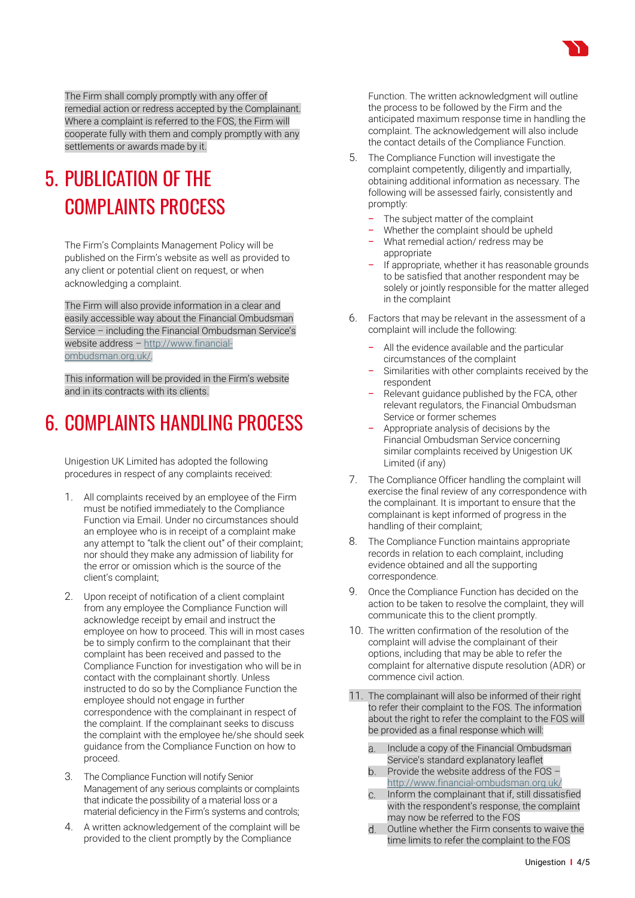The Firm shall comply promptly with any offer of remedial action or redress accepted by the Complainant. Where a complaint is referred to the FOS, the Firm will cooperate fully with them and comply promptly with any settlements or awards made by it.

# 5. PUBLICATION OF THE COMPLAINTS PROCESS

The Firm's Complaints Management Policy will be published on the Firm's website as well as provided to any client or potential client on request, or when acknowledging a complaint.

The Firm will also provide information in a clear and easily accessible way about the Financial Ombudsman Service – including the Financial Ombudsman Service's website address – [http://www.financial-ombudsman.org.uk/](http://www.financial-ombudsman.org.uk/).

This information will be provided in the Firm's website and in its contracts with its clients.

# 6. COMPLAINTS HANDLING PROCESS

Unigestion UK Limited has adopted the following procedures in respect of any complaints received:

1. All complaints received by an employee of the Firm must be notified immediately to the Compliance Function via Email. Under no circumstances should an employee who is in receipt of a complaint make any attempt to "talk the client out" of their complaint; nor should they make any admission of liability for the error or omission which is the source of the client's complaint;
2. Upon receipt of notification of a client complaint from any employee the Compliance Function will acknowledge receipt by email and instruct the employee on how to proceed. This will in most cases be to simply confirm to the complainant that their complaint has been received and passed to the Compliance Function for investigation who will be in contact with the complainant shortly. Unless instructed to do so by the Compliance Function the employee should not engage in further correspondence with the complainant in respect of the complaint. If the complainant seeks to discuss the complaint with the employee he/she should seek guidance from the Compliance Function on how to proceed.
3. The Compliance Function will notify Senior Management of any serious complaints or complaints that indicate the possibility of a material loss or a material deficiency in the Firm's systems and controls;
4. A written acknowledgement of the complaint will be provided to the client promptly by the Compliance Function. The written acknowledgment will outline the process to be followed by the Firm and the anticipated maximum response time in handling the complaint. The acknowledgement will also include the contact details of the Compliance Function.
5. The Compliance Function will investigate the complaint competently, diligently and impartially, obtaining additional information as necessary. The following will be assessed fairly, consistently and promptly:
   - The subject matter of the complaint
   - Whether the complaint should be upheld
   - What remedial action/ redress may be appropriate
   - If appropriate, whether it has reasonable grounds to be satisfied that another respondent may be solely or jointly responsible for the matter alleged in the complaint
6. Factors that may be relevant in the assessment of a complaint will include the following:
   - All the evidence available and the particular circumstances of the complaint
   - Similarities with other complaints received by the respondent
   - Relevant guidance published by the FCA, other relevant regulators, the Financial Ombudsman Service or former schemes
   - Appropriate analysis of decisions by the Financial Ombudsman Service concerning similar complaints received by Unigestion UK Limited (if any)
7. The Compliance Officer handling the complaint will exercise the final review of any correspondence with the complainant. It is important to ensure that the complainant is kept informed of progress in the handling of their complaint;
8. The Compliance Function maintains appropriate records in relation to each complaint, including evidence obtained and all the supporting correspondence.
9. Once the Compliance Function has decided on the action to be taken to resolve the complaint, they will communicate this to the client promptly.
10. The written confirmation of the resolution of the complaint will advise the complainant of their options, including that may be able to refer the complaint for alternative dispute resolution (ADR) or commence civil action.
11. The complainant will also be informed of their right to refer their complaint to the FOS. The information about the right to refer the complaint to the FOS will be provided as a final response which will:
    a. Include a copy of the Financial Ombudsman Service's standard explanatory leaflet
    b. Provide the website address of the FOS – [http://www.financial-ombudsman.org.uk/](http://www.financial-ombudsman.org.uk/)
    c. Inform the complainant that if, still dissatisfied with the respondent's response, the complaint may now be referred to the FOS
    d. Outline whether the Firm consents to waive the time limits to refer the complaint to the FOS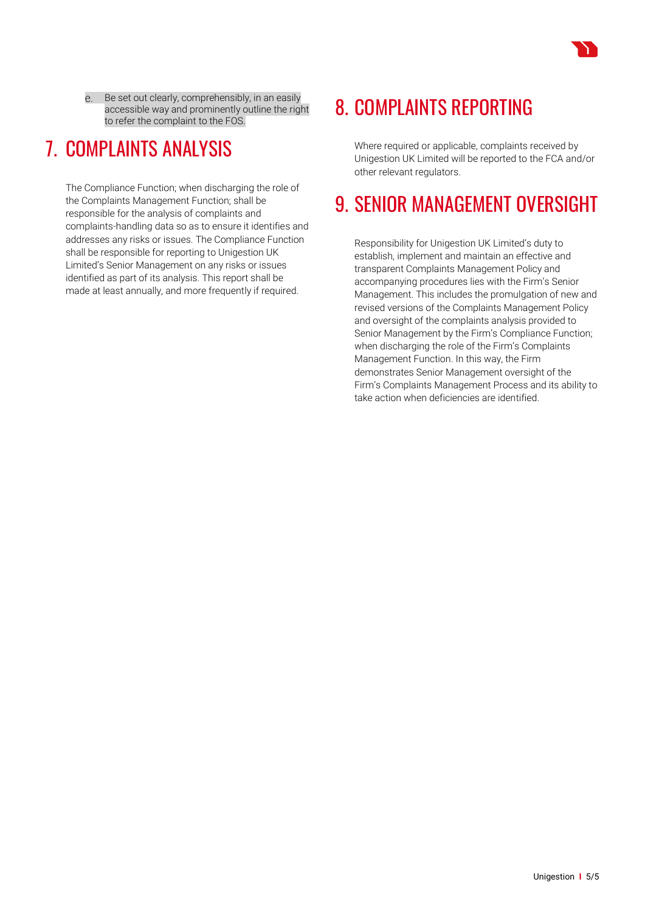e. Be set out clearly, comprehensibly, in an easily accessible way and prominently outline the right to refer the complaint to the FOS.

# 7. COMPLAINTS ANALYSIS

The Compliance Function; when discharging the role of the Complaints Management Function; shall be responsible for the analysis of complaints and complaints-handling data so as to ensure it identifies and addresses any risks or issues. The Compliance Function shall be responsible for reporting to Unigestion UK Limited's Senior Management on any risks or issues identified as part of its analysis. This report shall be made at least annually, and more frequently if required.

# 8. COMPLAINTS REPORTING

Where required or applicable, complaints received by Unigestion UK Limited will be reported to the FCA and/or other relevant regulators.

# 9. SENIOR MANAGEMENT OVERSIGHT

Responsibility for Unigestion UK Limited's duty to establish, implement and maintain an effective and transparent Complaints Management Policy and accompanying procedures lies with the Firm's Senior Management. This includes the promulgation of new and revised versions of the Complaints Management Policy and oversight of the complaints analysis provided to Senior Management by the Firm's Compliance Function; when discharging the role of the Firm's Complaints Management Function. In this way, the Firm demonstrates Senior Management oversight of the Firm's Complaints Management Process and its ability to take action when deficiencies are identified.